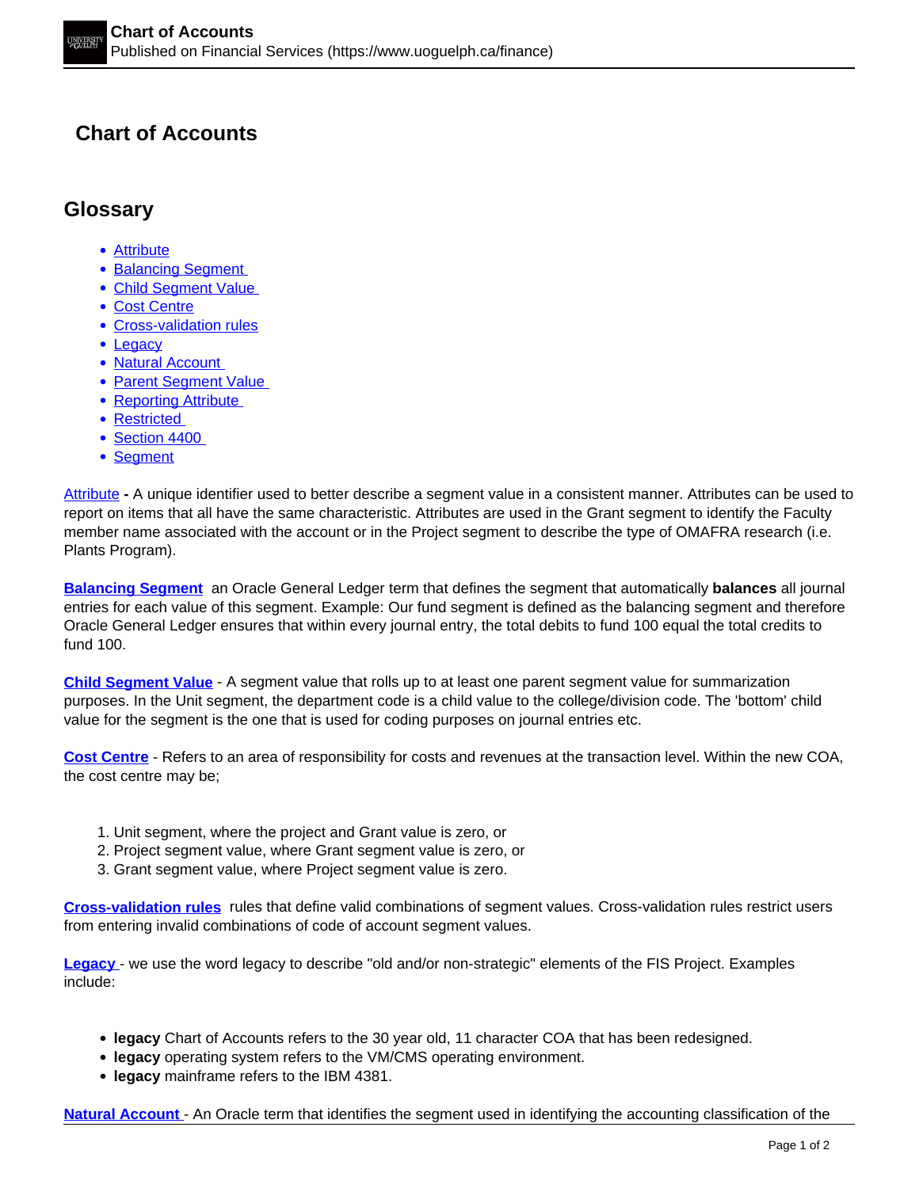# Chart of Accounts

## Glossary

- Attribute
- Balancing Segment
- Child Segment Value
- Cost Centre
- Cross-validation rules
- Legacy
- Natural Account
- Parent Segment Value
- Reporting Attribute
- Restricted
- Section 4400
- Segment

Attribute **-** A unique identifier used to better describe a segment value in a consistent manner. Attributes can be used to report on items that all have the same characteristic. Attributes are used in the Grant segment to identify the Faculty member name associated with the account or in the Project segment to describe the type of OMAFRA research (i.e. Plants Program).

**Balancing Segment** an Oracle General Ledger term that defines the segment that automatically **balances** all journal entries for each value of this segment. Example: Our fund segment is defined as the balancing segment and therefore Oracle General Ledger ensures that within every journal entry, the total debits to fund 100 equal the total credits to fund 100.

**Child Segment Value** - A segment value that rolls up to at least one parent segment value for summarization purposes. In the Unit segment, the department code is a child value to the college/division code. The 'bottom' child value for the segment is the one that is used for coding purposes on journal entries etc.

**Cost Centre** - Refers to an area of responsibility for costs and revenues at the transaction level. Within the new COA, the cost centre may be;

1. Unit segment, where the project and Grant value is zero, or
2. Project segment value, where Grant segment value is zero, or
3. Grant segment value, where Project segment value is zero.

**Cross-validation rules** rules that define valid combinations of segment values. Cross-validation rules restrict users from entering invalid combinations of code of account segment values.

**Legacy** - we use the word legacy to describe "old and/or non-strategic" elements of the FIS Project. Examples include:

- **legacy** Chart of Accounts refers to the 30 year old, 11 character COA that has been redesigned.
- **legacy** operating system refers to the VM/CMS operating environment.
- **legacy** mainframe refers to the IBM 4381.

**Natural Account** - An Oracle term that identifies the segment used in identifying the accounting classification of the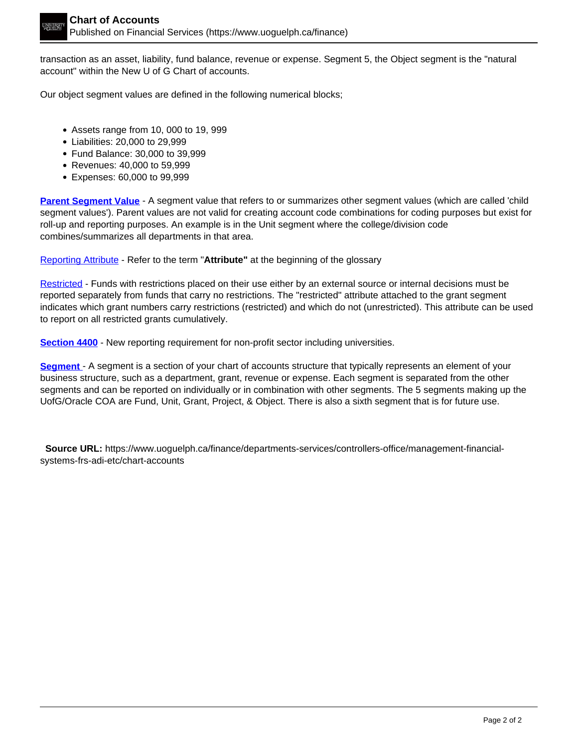transaction as an asset, liability, fund balance, revenue or expense. Segment 5, the Object segment is the "natural account" within the New U of G Chart of accounts.

Our object segment values are defined in the following numerical blocks;

- Assets range from 10, 000 to 19, 999
- Liabilities: 20,000 to 29,999
- Fund Balance: 30,000 to 39,999
- Revenues: 40,000 to 59,999
- Expenses: 60,000 to 99,999

**Parent Segment Value** - A segment value that refers to or summarizes other segment values (which are called 'child segment values'). Parent values are not valid for creating account code combinations for coding purposes but exist for roll-up and reporting purposes. An example is in the Unit segment where the college/division code combines/summarizes all departments in that area.

Reporting Attribute - Refer to the term "**Attribute"** at the beginning of the glossary

Restricted - Funds with restrictions placed on their use either by an external source or internal decisions must be reported separately from funds that carry no restrictions. The "restricted" attribute attached to the grant segment indicates which grant numbers carry restrictions (restricted) and which do not (unrestricted). This attribute can be used to report on all restricted grants cumulatively.

**Section 4400** - New reporting requirement for non-profit sector including universities.

**Segment** - A segment is a section of your chart of accounts structure that typically represents an element of your business structure, such as a department, grant, revenue or expense. Each segment is separated from the other segments and can be reported on individually or in combination with other segments. The 5 segments making up the UofG/Oracle COA are Fund, Unit, Grant, Project, & Object. There is also a sixth segment that is for future use.

**Source URL:** https://www.uoguelph.ca/finance/departments-services/controllers-office/management-financial-systems-frs-adi-etc/chart-accounts